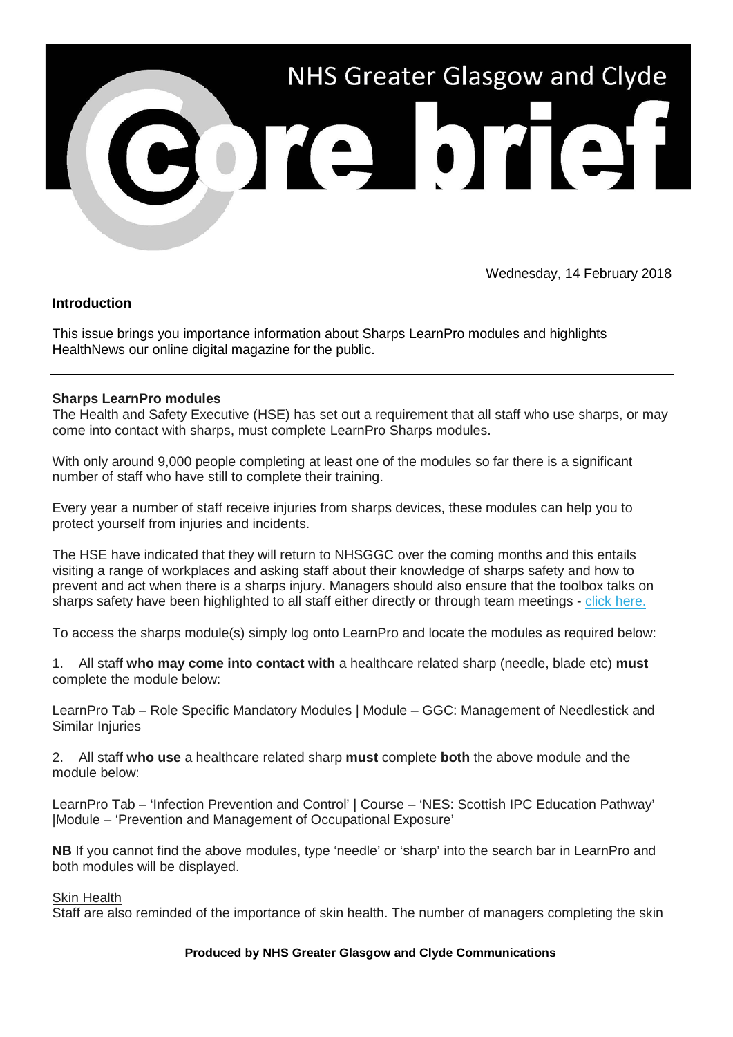# NHS Greater Glasgow and Clyde core brief

Wednesday, 14 February 2018

**Introduction**

This issue brings you importance information about Sharps LearnPro modules and highlights HealthNews our online digital magazine for the public.

---

**Sharps LearnPro modules**

The Health and Safety Executive (HSE) has set out a requirement that all staff who use sharps, or may come into contact with sharps, must complete LearnPro Sharps modules.

With only around 9,000 people completing at least one of the modules so far there is a significant number of staff who have still to complete their training.

Every year a number of staff receive injuries from sharps devices, these modules can help you to protect yourself from injuries and incidents.

The HSE have indicated that they will return to NHSGGC over the coming months and this entails visiting a range of workplaces and asking staff about their knowledge of sharps safety and how to prevent and act when there is a sharps injury. Managers should also ensure that the toolbox talks on sharps safety have been highlighted to all staff either directly or through team meetings - click here.

To access the sharps module(s) simply log onto LearnPro and locate the modules as required below:

1. All staff **who may come into contact with** a healthcare related sharp (needle, blade etc) **must** complete the module below:

LearnPro Tab – Role Specific Mandatory Modules | Module – GGC: Management of Needlestick and Similar Injuries

2. All staff **who use** a healthcare related sharp **must** complete **both** the above module and the module below:

LearnPro Tab – 'Infection Prevention and Control' | Course – 'NES: Scottish IPC Education Pathway' |Module – 'Prevention and Management of Occupational Exposure'

**NB** If you cannot find the above modules, type 'needle' or 'sharp' into the search bar in LearnPro and both modules will be displayed.

Skin Health

Staff are also reminded of the importance of skin health. The number of managers completing the skin

**Produced by NHS Greater Glasgow and Clyde Communications**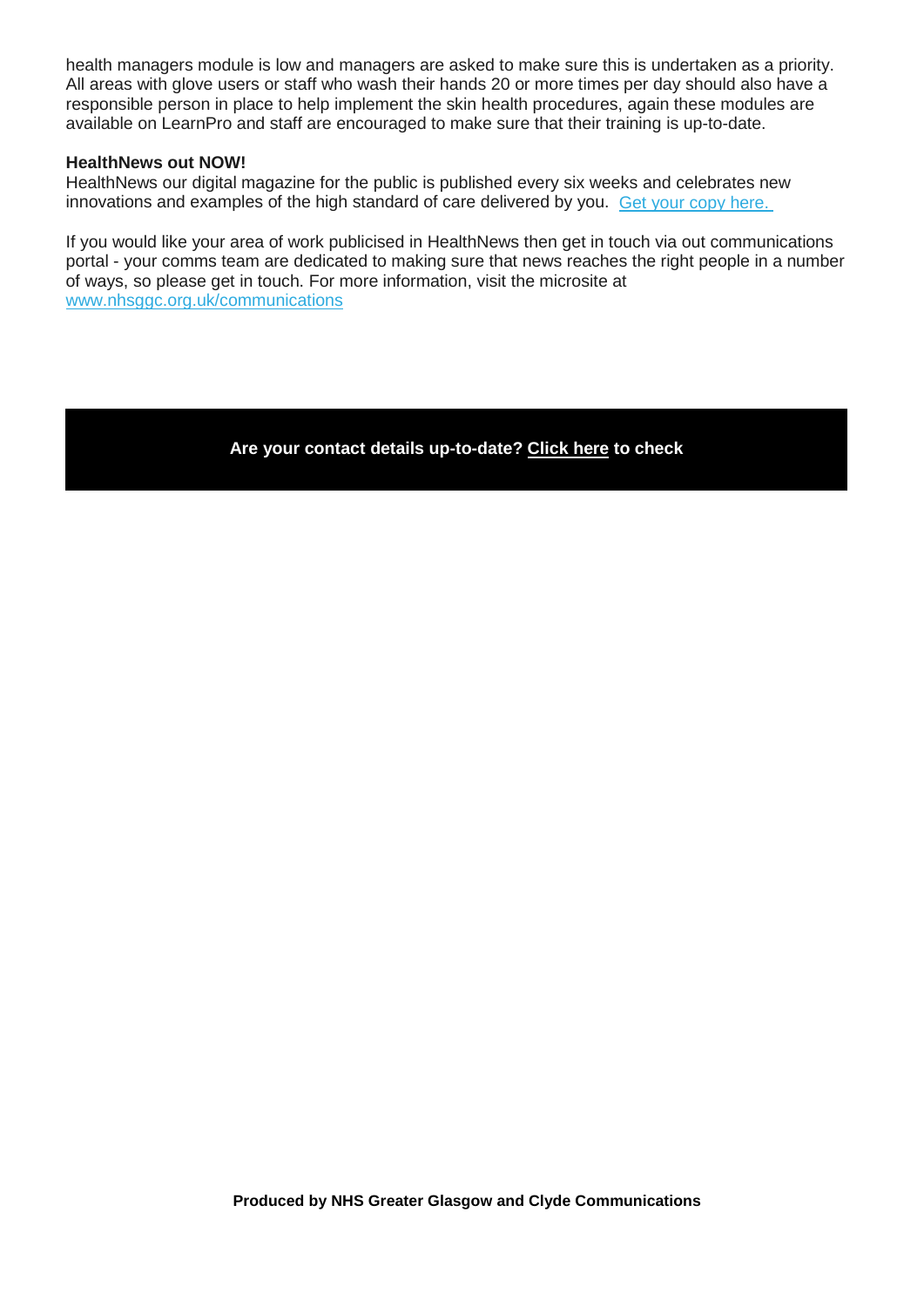health managers module is low and managers are asked to make sure this is undertaken as a priority. All areas with glove users or staff who wash their hands 20 or more times per day should also have a responsible person in place to help implement the skin health procedures, again these modules are available on LearnPro and staff are encouraged to make sure that their training is up-to-date.

**HealthNews out NOW!**

HealthNews our digital magazine for the public is published every six weeks and celebrates new innovations and examples of the high standard of care delivered by you. Get your copy here.

If you would like your area of work publicised in HealthNews then get in touch via out communications portal - your comms team are dedicated to making sure that news reaches the right people in a number of ways, so please get in touch. For more information, visit the microsite at www.nhsggc.org.uk/communications

**Are your contact details up-to-date? Click here to check**

**Produced by NHS Greater Glasgow and Clyde Communications**